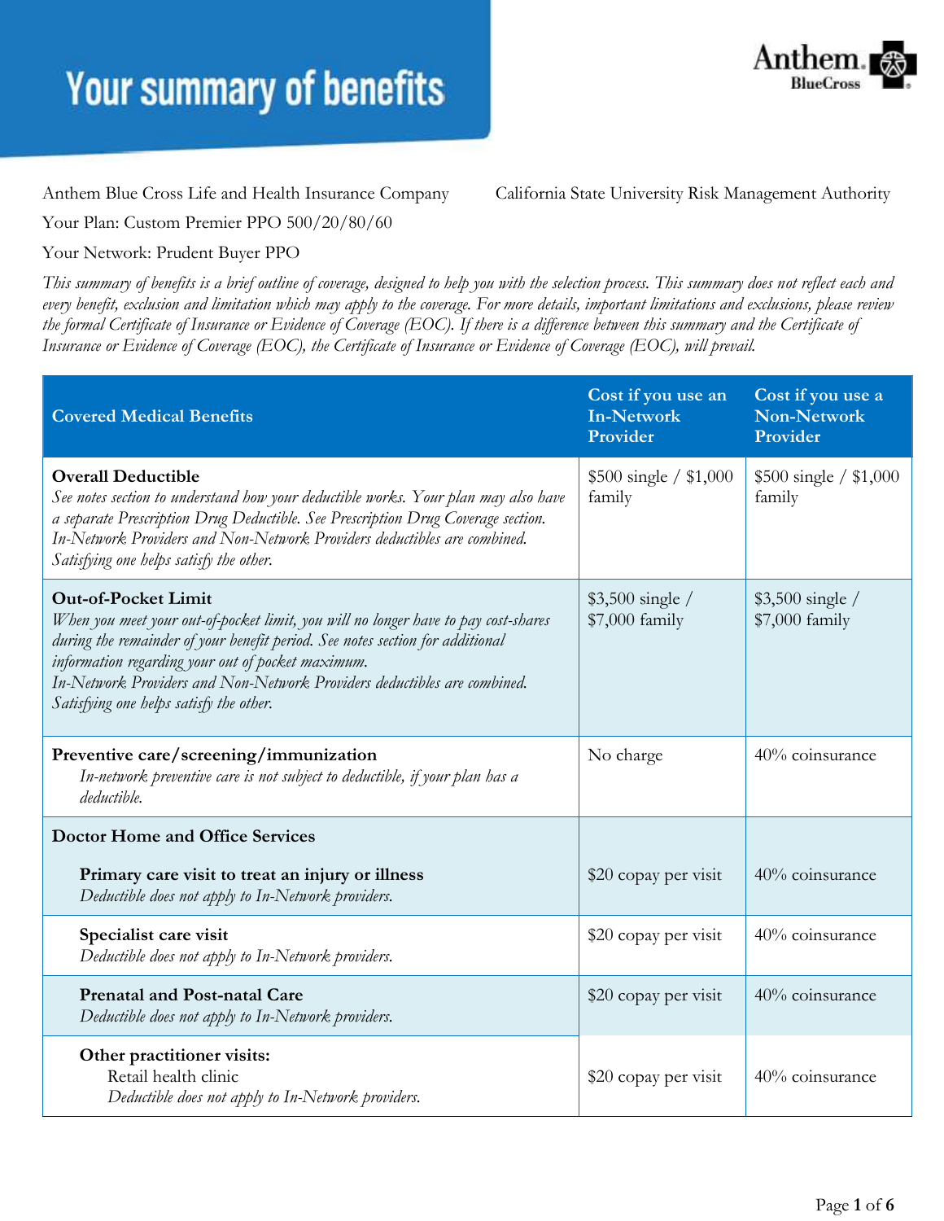# Your summary of benefits

Anthem Blue Cross Life and Health Insurance Company

California State University Risk Management Authority

Your Plan: Custom Premier PPO 500/20/80/60

Your Network: Prudent Buyer PPO

*This summary of benefits is a brief outline of coverage, designed to help you with the selection process. This summary does not reflect each and every benefit, exclusion and limitation which may apply to the coverage. For more details, important limitations and exclusions, please review the formal Certificate of Insurance or Evidence of Coverage (EOC). If there is a difference between this summary and the Certificate of Insurance or Evidence of Coverage (EOC), the Certificate of Insurance or Evidence of Coverage (EOC), will prevail.*

| Covered Medical Benefits | Cost if you use an In-Network Provider | Cost if you use a Non-Network Provider |
|---|---|---|
| **Overall Deductible**<br>*See notes section to understand how your deductible works. Your plan may also have a separate Prescription Drug Deductible. See Prescription Drug Coverage section. In-Network Providers and Non-Network Providers deductibles are combined. Satisfying one helps satisfy the other.* | $500 single / $1,000 family | $500 single / $1,000 family |
| **Out-of-Pocket Limit**<br>*When you meet your out-of-pocket limit, you will no longer have to pay cost-shares during the remainder of your benefit period. See notes section for additional information regarding your out of pocket maximum. In-Network Providers and Non-Network Providers deductibles are combined. Satisfying one helps satisfy the other.* | $3,500 single / $7,000 family | $3,500 single / $7,000 family |
| **Preventive care/screening/immunization**<br>*In-network preventive care is not subject to deductible, if your plan has a deductible.* | No charge | 40% coinsurance |
| **Doctor Home and Office Services** | | |
| **Primary care visit to treat an injury or illness**<br>*Deductible does not apply to In-Network providers.* | $20 copay per visit | 40% coinsurance |
| **Specialist care visit**<br>*Deductible does not apply to In-Network providers.* | $20 copay per visit | 40% coinsurance |
| **Prenatal and Post-natal Care**<br>*Deductible does not apply to In-Network providers.* | $20 copay per visit | 40% coinsurance |
| **Other practitioner visits:**<br>Retail health clinic<br>*Deductible does not apply to In-Network providers.* | $20 copay per visit | 40% coinsurance |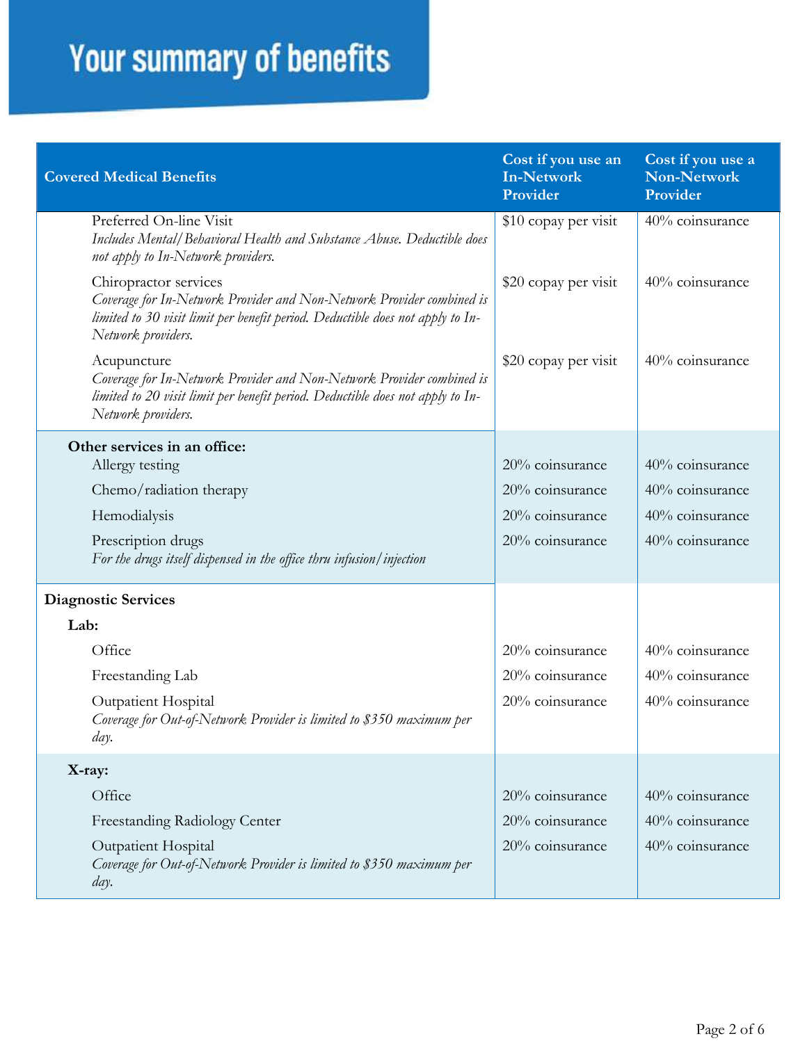# Your summary of benefits

| Covered Medical Benefits | Cost if you use an In-Network Provider | Cost if you use a Non-Network Provider |
|---|---|---|
| Preferred On-line Visit<br>*Includes Mental/Behavioral Health and Substance Abuse. Deductible does not apply to In-Network providers.* | $10 copay per visit | 40% coinsurance |
| Chiropractor services<br>*Coverage for In-Network Provider and Non-Network Provider combined is limited to 30 visit limit per benefit period. Deductible does not apply to In-Network providers.* | $20 copay per visit | 40% coinsurance |
| Acupuncture<br>*Coverage for In-Network Provider and Non-Network Provider combined is limited to 20 visit limit per benefit period. Deductible does not apply to In-Network providers.* | $20 copay per visit | 40% coinsurance |
| **Other services in an office:** | | |
| Allergy testing | 20% coinsurance | 40% coinsurance |
| Chemo/radiation therapy | 20% coinsurance | 40% coinsurance |
| Hemodialysis | 20% coinsurance | 40% coinsurance |
| Prescription drugs<br>*For the drugs itself dispensed in the office thru infusion/injection* | 20% coinsurance | 40% coinsurance |
| **Diagnostic Services** | | |
| **Lab:** | | |
| Office | 20% coinsurance | 40% coinsurance |
| Freestanding Lab | 20% coinsurance | 40% coinsurance |
| Outpatient Hospital<br>*Coverage for Out-of-Network Provider is limited to $350 maximum per day.* | 20% coinsurance | 40% coinsurance |
| **X-ray:** | | |
| Office | 20% coinsurance | 40% coinsurance |
| Freestanding Radiology Center | 20% coinsurance | 40% coinsurance |
| Outpatient Hospital<br>*Coverage for Out-of-Network Provider is limited to $350 maximum per day.* | 20% coinsurance | 40% coinsurance |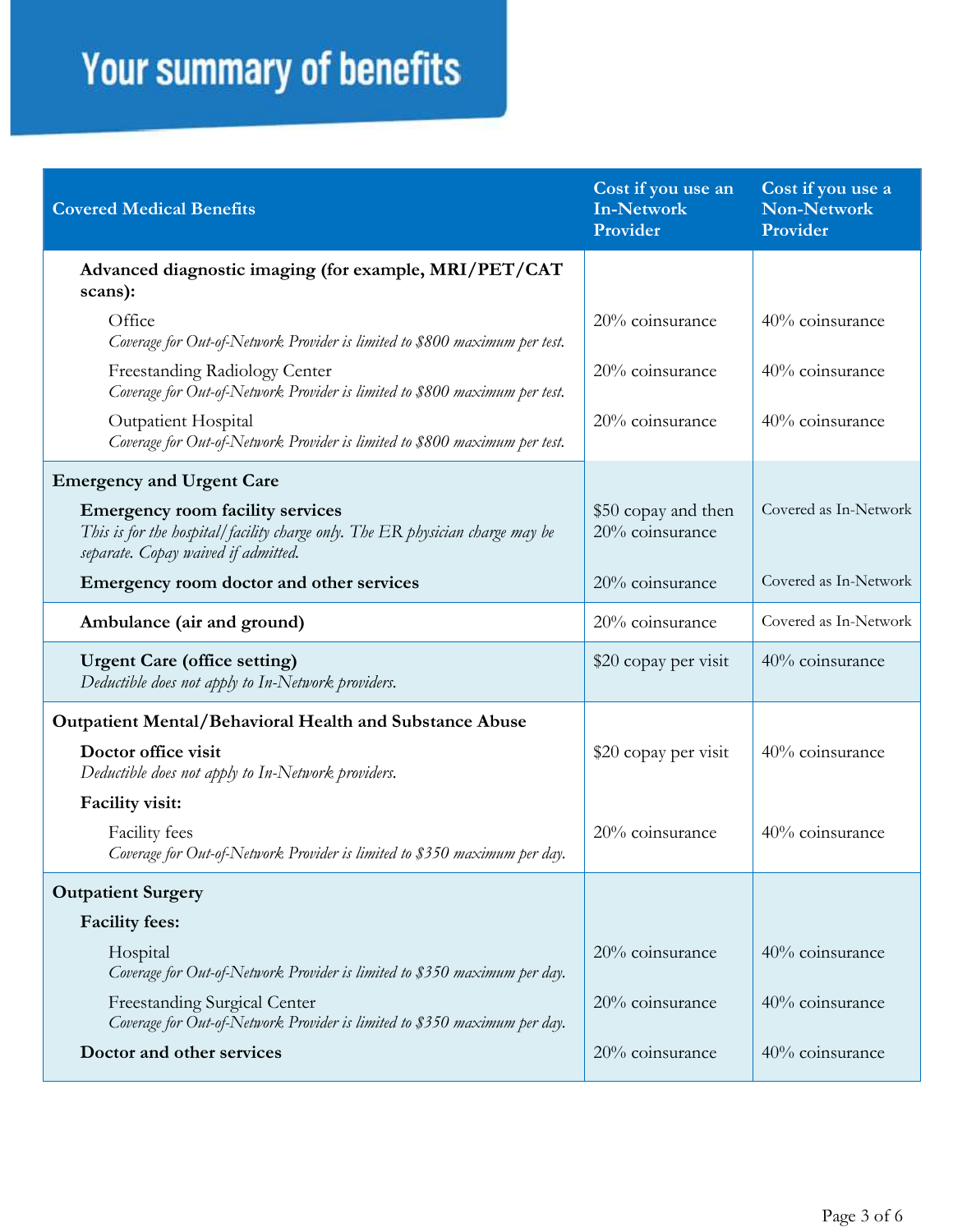# Your summary of benefits

| Covered Medical Benefits | Cost if you use an In-Network Provider | Cost if you use a Non-Network Provider |
|---|---|---|
| **Advanced diagnostic imaging (for example, MRI/PET/CAT scans):** | | |
| Office *Coverage for Out-of-Network Provider is limited to $800 maximum per test.* | 20% coinsurance | 40% coinsurance |
| Freestanding Radiology Center *Coverage for Out-of-Network Provider is limited to $800 maximum per test.* | 20% coinsurance | 40% coinsurance |
| Outpatient Hospital *Coverage for Out-of-Network Provider is limited to $800 maximum per test.* | 20% coinsurance | 40% coinsurance |
| **Emergency and Urgent Care** | | |
| **Emergency room facility services** *This is for the hospital/facility charge only. The ER physician charge may be separate. Copay waived if admitted.* | $50 copay and then 20% coinsurance | Covered as In-Network |
| **Emergency room doctor and other services** | 20% coinsurance | Covered as In-Network |
| **Ambulance (air and ground)** | 20% coinsurance | Covered as In-Network |
| **Urgent Care (office setting)** *Deductible does not apply to In-Network providers.* | $20 copay per visit | 40% coinsurance |
| **Outpatient Mental/Behavioral Health and Substance Abuse** | | |
| **Doctor office visit** *Deductible does not apply to In-Network providers.* | $20 copay per visit | 40% coinsurance |
| **Facility visit:** | | |
| Facility fees *Coverage for Out-of-Network Provider is limited to $350 maximum per day.* | 20% coinsurance | 40% coinsurance |
| **Outpatient Surgery** | | |
| **Facility fees:** | | |
| Hospital *Coverage for Out-of-Network Provider is limited to $350 maximum per day.* | 20% coinsurance | 40% coinsurance |
| Freestanding Surgical Center *Coverage for Out-of-Network Provider is limited to $350 maximum per day.* | 20% coinsurance | 40% coinsurance |
| **Doctor and other services** | 20% coinsurance | 40% coinsurance |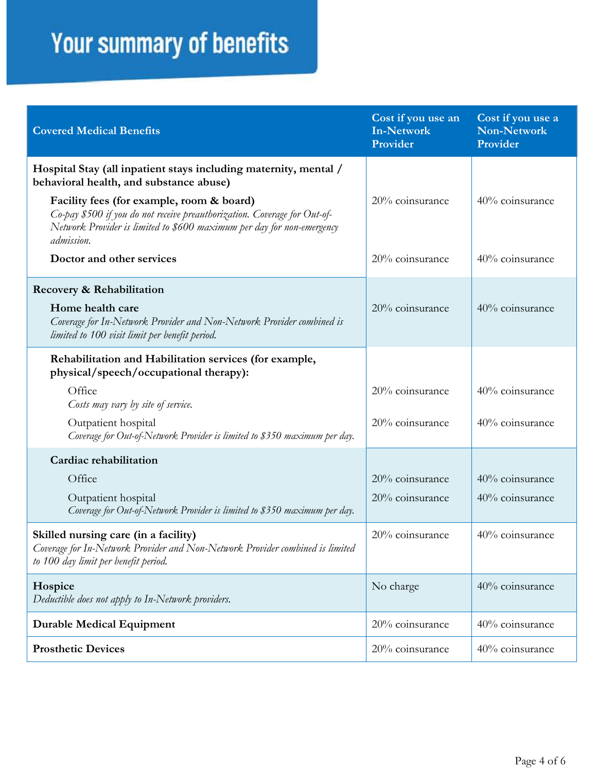# Your summary of benefits

| Covered Medical Benefits | Cost if you use an In-Network Provider | Cost if you use a Non-Network Provider |
|---|---|---|
| **Hospital Stay (all inpatient stays including maternity, mental / behavioral health, and substance abuse)** | | |
| **Facility fees (for example, room & board)** *Co-pay $500 if you do not receive preauthorization. Coverage for Out-of-Network Provider is limited to $600 maximum per day for non-emergency admission.* | 20% coinsurance | 40% coinsurance |
| **Doctor and other services** | 20% coinsurance | 40% coinsurance |
| **Recovery & Rehabilitation** | | |
| **Home health care** *Coverage for In-Network Provider and Non-Network Provider combined is limited to 100 visit limit per benefit period.* | 20% coinsurance | 40% coinsurance |
| **Rehabilitation and Habilitation services (for example, physical/speech/occupational therapy):** | | |
| Office *Costs may vary by site of service.* | 20% coinsurance | 40% coinsurance |
| Outpatient hospital *Coverage for Out-of-Network Provider is limited to $350 maximum per day.* | 20% coinsurance | 40% coinsurance |
| **Cardiac rehabilitation** | | |
| Office | 20% coinsurance | 40% coinsurance |
| Outpatient hospital *Coverage for Out-of-Network Provider is limited to $350 maximum per day.* | 20% coinsurance | 40% coinsurance |
| **Skilled nursing care (in a facility)** *Coverage for In-Network Provider and Non-Network Provider combined is limited to 100 day limit per benefit period.* | 20% coinsurance | 40% coinsurance |
| **Hospice** *Deductible does not apply to In-Network providers.* | No charge | 40% coinsurance |
| **Durable Medical Equipment** | 20% coinsurance | 40% coinsurance |
| **Prosthetic Devices** | 20% coinsurance | 40% coinsurance |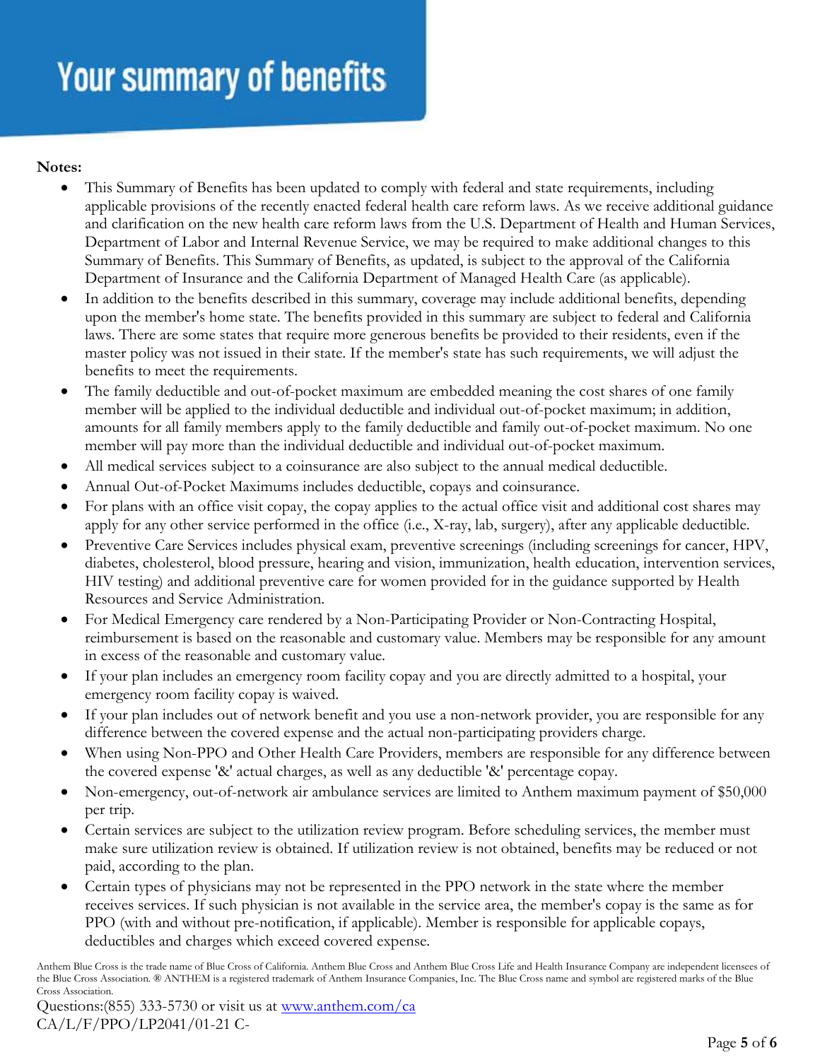# Your summary of benefits

**Notes:**

- This Summary of Benefits has been updated to comply with federal and state requirements, including applicable provisions of the recently enacted federal health care reform laws. As we receive additional guidance and clarification on the new health care reform laws from the U.S. Department of Health and Human Services, Department of Labor and Internal Revenue Service, we may be required to make additional changes to this Summary of Benefits. This Summary of Benefits, as updated, is subject to the approval of the California Department of Insurance and the California Department of Managed Health Care (as applicable).
- In addition to the benefits described in this summary, coverage may include additional benefits, depending upon the member's home state. The benefits provided in this summary are subject to federal and California laws. There are some states that require more generous benefits be provided to their residents, even if the master policy was not issued in their state. If the member's state has such requirements, we will adjust the benefits to meet the requirements.
- The family deductible and out-of-pocket maximum are embedded meaning the cost shares of one family member will be applied to the individual deductible and individual out-of-pocket maximum; in addition, amounts for all family members apply to the family deductible and family out-of-pocket maximum. No one member will pay more than the individual deductible and individual out-of-pocket maximum.
- All medical services subject to a coinsurance are also subject to the annual medical deductible.
- Annual Out-of-Pocket Maximums includes deductible, copays and coinsurance.
- For plans with an office visit copay, the copay applies to the actual office visit and additional cost shares may apply for any other service performed in the office (i.e., X-ray, lab, surgery), after any applicable deductible.
- Preventive Care Services includes physical exam, preventive screenings (including screenings for cancer, HPV, diabetes, cholesterol, blood pressure, hearing and vision, immunization, health education, intervention services, HIV testing) and additional preventive care for women provided for in the guidance supported by Health Resources and Service Administration.
- For Medical Emergency care rendered by a Non-Participating Provider or Non-Contracting Hospital, reimbursement is based on the reasonable and customary value. Members may be responsible for any amount in excess of the reasonable and customary value.
- If your plan includes an emergency room facility copay and you are directly admitted to a hospital, your emergency room facility copay is waived.
- If your plan includes out of network benefit and you use a non-network provider, you are responsible for any difference between the covered expense and the actual non-participating providers charge.
- When using Non-PPO and Other Health Care Providers, members are responsible for any difference between the covered expense '&' actual charges, as well as any deductible '&' percentage copay.
- Non-emergency, out-of-network air ambulance services are limited to Anthem maximum payment of $50,000 per trip.
- Certain services are subject to the utilization review program. Before scheduling services, the member must make sure utilization review is obtained. If utilization review is not obtained, benefits may be reduced or not paid, according to the plan.
- Certain types of physicians may not be represented in the PPO network in the state where the member receives services. If such physician is not available in the service area, the member's copay is the same as for PPO (with and without pre-notification, if applicable). Member is responsible for applicable copays, deductibles and charges which exceed covered expense.

Anthem Blue Cross is the trade name of Blue Cross of California. Anthem Blue Cross and Anthem Blue Cross Life and Health Insurance Company are independent licensees of the Blue Cross Association. ® ANTHEM is a registered trademark of Anthem Insurance Companies, Inc. The Blue Cross name and symbol are registered marks of the Blue Cross Association.

Questions:(855) 333-5730 or visit us at [www.anthem.com/ca](www.anthem.com/ca)
CA/L/F/PPO/LP2041/01-21 C-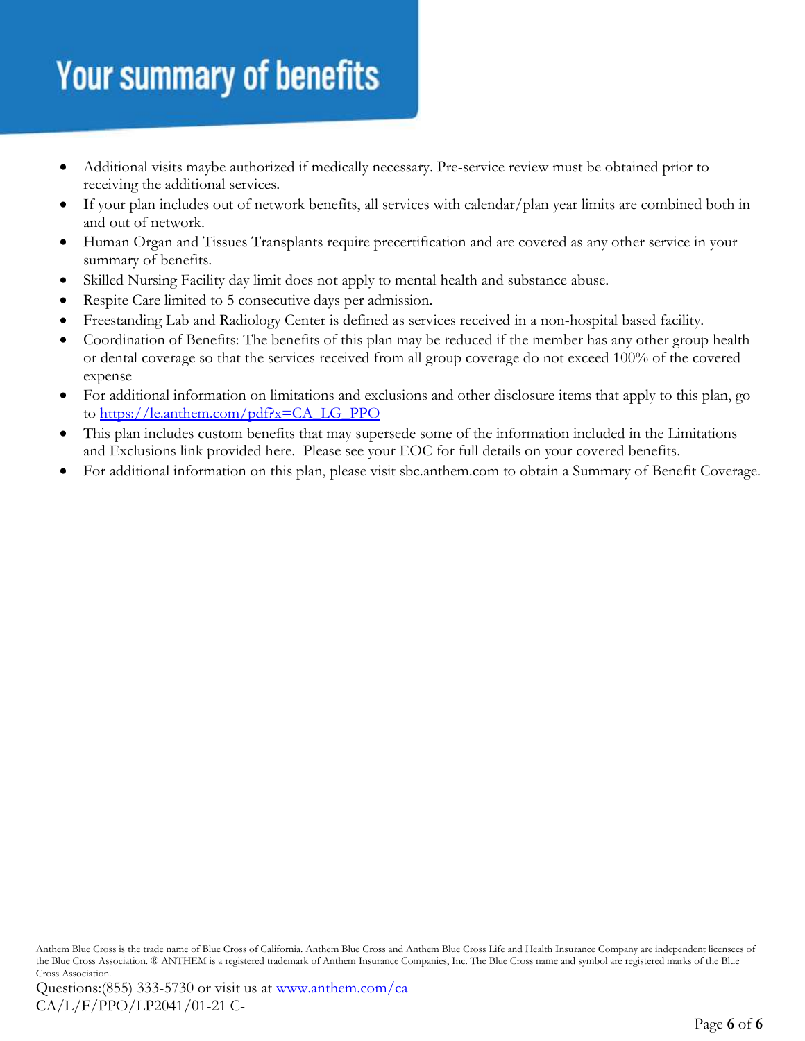# Your summary of benefits

- Additional visits maybe authorized if medically necessary. Pre-service review must be obtained prior to receiving the additional services.
- If your plan includes out of network benefits, all services with calendar/plan year limits are combined both in and out of network.
- Human Organ and Tissues Transplants require precertification and are covered as any other service in your summary of benefits.
- Skilled Nursing Facility day limit does not apply to mental health and substance abuse.
- Respite Care limited to 5 consecutive days per admission.
- Freestanding Lab and Radiology Center is defined as services received in a non-hospital based facility.
- Coordination of Benefits: The benefits of this plan may be reduced if the member has any other group health or dental coverage so that the services received from all group coverage do not exceed 100% of the covered expense
- For additional information on limitations and exclusions and other disclosure items that apply to this plan, go to [https://le.anthem.com/pdf?x=CA_LG_PPO](https://le.anthem.com/pdf?x=CA_LG_PPO)
- This plan includes custom benefits that may supersede some of the information included in the Limitations and Exclusions link provided here. Please see your EOC for full details on your covered benefits.
- For additional information on this plan, please visit sbc.anthem.com to obtain a Summary of Benefit Coverage.

Anthem Blue Cross is the trade name of Blue Cross of California. Anthem Blue Cross and Anthem Blue Cross Life and Health Insurance Company are independent licensees of the Blue Cross Association. ® ANTHEM is a registered trademark of Anthem Insurance Companies, Inc. The Blue Cross name and symbol are registered marks of the Blue Cross Association.

Questions:(855) 333-5730 or visit us at [www.anthem.com/ca](www.anthem.com/ca)

CA/L/F/PPO/LP2041/01-21 C-